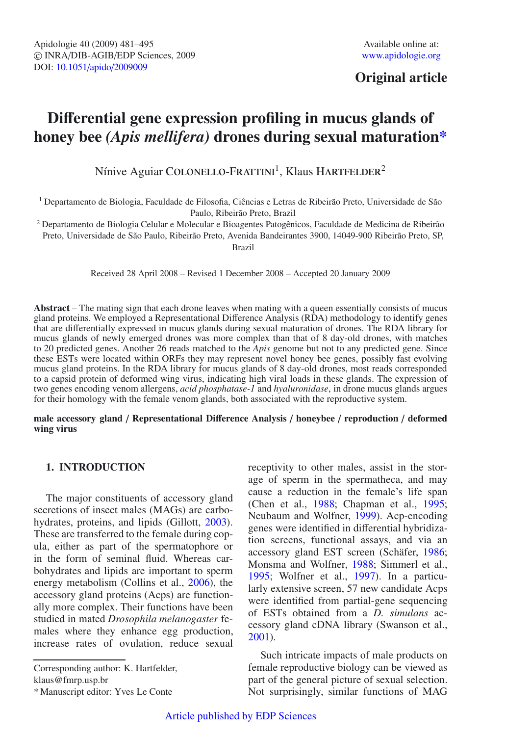Original article

# Differential gene expression profiling in mucus glands of honey bee *(Apis mellifera)* drones during sexual maturation*

Nínive Aguiar Colonello-Frattini[1], Klaus Hartfelder[2]

[1] Departamento de Biologia, Faculdade de Filosofia, Ciências e Letras de Ribeirão Preto, Universidade de São Paulo, Ribeirão Preto, Brazil

[2] Departamento de Biologia Celular e Molecular e Bioagentes Patogênicos, Faculdade de Medicina de Ribeirão Preto, Universidade de São Paulo, Ribeirão Preto, Avenida Bandeirantes 3900, 14049-900 Ribeirão Preto, SP, Brazil

Received 28 April 2008 – Revised 1 December 2008 – Accepted 20 January 2009

**Abstract** – The mating sign that each drone leaves when mating with a queen essentially consists of mucus gland proteins. We employed a Representational Difference Analysis (RDA) methodology to identify genes that are differentially expressed in mucus glands during sexual maturation of drones. The RDA library for mucus glands of newly emerged drones was more complex than that of 8 day-old drones, with matches to 20 predicted genes. Another 26 reads matched to the *Apis* genome but not to any predicted gene. Since these ESTs were located within ORFs they may represent novel honey bee genes, possibly fast evolving mucus gland proteins. In the RDA library for mucus glands of 8 day-old drones, most reads corresponded to a capsid protein of deformed wing virus, indicating high viral loads in these glands. The expression of two genes encoding venom allergens, *acid phosphatase-1* and *hyaluronidase*, in drone mucus glands argues for their homology with the female venom glands, both associated with the reproductive system.

**male accessory gland / Representational Difference Analysis / honeybee / reproduction / deformed wing virus**

## 1. INTRODUCTION

The major constituents of accessory gland secretions of insect males (MAGs) are carbohydrates, proteins, and lipids (Gillott, 2003). These are transferred to the female during copula, either as part of the spermatophore or in the form of seminal fluid. Whereas carbohydrates and lipids are important to sperm energy metabolism (Collins et al., 2006), the accessory gland proteins (Acps) are functionally more complex. Their functions have been studied in mated *Drosophila melanogaster* females where they enhance egg production, increase rates of ovulation, reduce sexual receptivity to other males, assist in the storage of sperm in the spermatheca, and may cause a reduction in the female's life span (Chen et al., 1988; Chapman et al., 1995; Neubaum and Wolfner, 1999). Acp-encoding genes were identified in differential hybridization screens, functional assays, and via an accessory gland EST screen (Schäfer, 1986; Monsma and Wolfner, 1988; Simmerl et al., 1995; Wolfner et al., 1997). In a particularly extensive screen, 57 new candidate Acps were identified from partial-gene sequencing of ESTs obtained from a *D. simulans* accessory gland cDNA library (Swanson et al., 2001).

Such intricate impacts of male products on female reproductive biology can be viewed as part of the general picture of sexual selection. Not surprisingly, similar functions of MAG

Corresponding author: K. Hartfelder, klaus@fmrp.usp.br

* Manuscript editor: Yves Le Conte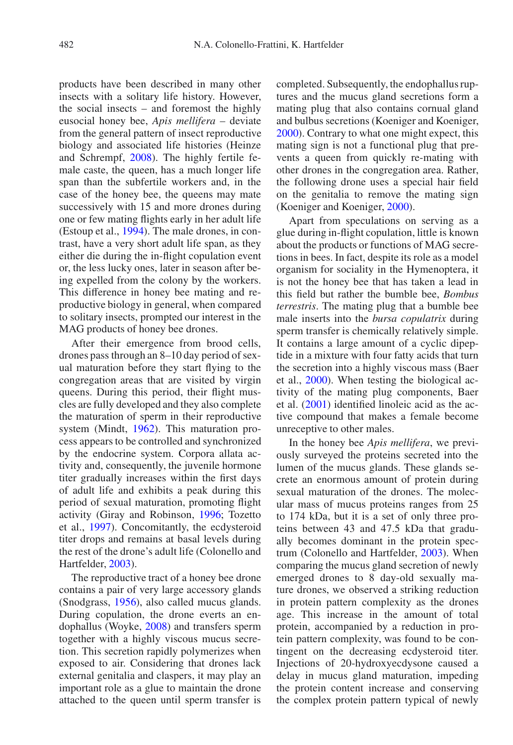products have been described in many other insects with a solitary life history. However, the social insects – and foremost the highly eusocial honey bee, *Apis mellifera* – deviate from the general pattern of insect reproductive biology and associated life histories (Heinze and Schrempf, 2008). The highly fertile female caste, the queen, has a much longer life span than the subfertile workers and, in the case of the honey bee, the queens may mate successively with 15 and more drones during one or few mating flights early in her adult life (Estoup et al., 1994). The male drones, in contrast, have a very short adult life span, as they either die during the in-flight copulation event or, the less lucky ones, later in season after being expelled from the colony by the workers. This difference in honey bee mating and reproductive biology in general, when compared to solitary insects, prompted our interest in the MAG products of honey bee drones.

After their emergence from brood cells, drones pass through an 8–10 day period of sexual maturation before they start flying to the congregation areas that are visited by virgin queens. During this period, their flight muscles are fully developed and they also complete the maturation of sperm in their reproductive system (Mindt, 1962). This maturation process appears to be controlled and synchronized by the endocrine system. Corpora allata activity and, consequently, the juvenile hormone titer gradually increases within the first days of adult life and exhibits a peak during this period of sexual maturation, promoting flight activity (Giray and Robinson, 1996; Tozetto et al., 1997). Concomitantly, the ecdysteroid titer drops and remains at basal levels during the rest of the drone's adult life (Colonello and Hartfelder, 2003).

The reproductive tract of a honey bee drone contains a pair of very large accessory glands (Snodgrass, 1956), also called mucus glands. During copulation, the drone everts an endophallus (Woyke, 2008) and transfers sperm together with a highly viscous mucus secretion. This secretion rapidly polymerizes when exposed to air. Considering that drones lack external genitalia and claspers, it may play an important role as a glue to maintain the drone attached to the queen until sperm transfer is completed. Subsequently, the endophallus ruptures and the mucus gland secretions form a mating plug that also contains cornual gland and bulbus secretions (Koeniger and Koeniger, 2000). Contrary to what one might expect, this mating sign is not a functional plug that prevents a queen from quickly re-mating with other drones in the congregation area. Rather, the following drone uses a special hair field on the genitalia to remove the mating sign (Koeniger and Koeniger, 2000).

Apart from speculations on serving as a glue during in-flight copulation, little is known about the products or functions of MAG secretions in bees. In fact, despite its role as a model organism for sociality in the Hymenoptera, it is not the honey bee that has taken a lead in this field but rather the bumble bee, *Bombus terrestris*. The mating plug that a bumble bee male inserts into the *bursa copulatrix* during sperm transfer is chemically relatively simple. It contains a large amount of a cyclic dipeptide in a mixture with four fatty acids that turn the secretion into a highly viscous mass (Baer et al., 2000). When testing the biological activity of the mating plug components, Baer et al. (2001) identified linoleic acid as the active compound that makes a female become unreceptive to other males.

In the honey bee *Apis mellifera*, we previously surveyed the proteins secreted into the lumen of the mucus glands. These glands secrete an enormous amount of protein during sexual maturation of the drones. The molecular mass of mucus proteins ranges from 25 to 174 kDa, but it is a set of only three proteins between 43 and 47.5 kDa that gradually becomes dominant in the protein spectrum (Colonello and Hartfelder, 2003). When comparing the mucus gland secretion of newly emerged drones to 8 day-old sexually mature drones, we observed a striking reduction in protein pattern complexity as the drones age. This increase in the amount of total protein, accompanied by a reduction in protein pattern complexity, was found to be contingent on the decreasing ecdysteroid titer. Injections of 20-hydroxyecdysone caused a delay in mucus gland maturation, impeding the protein content increase and conserving the complex protein pattern typical of newly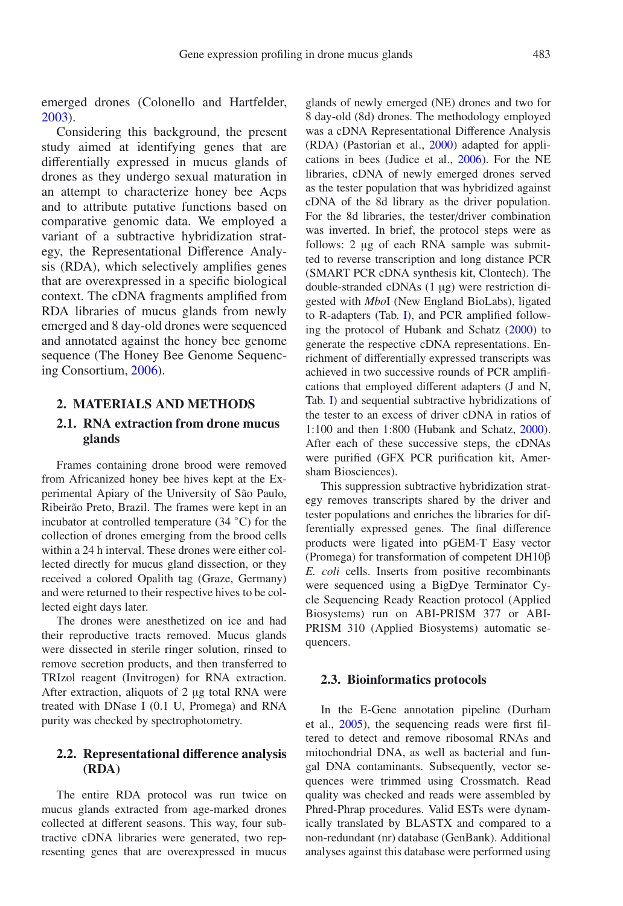emerged drones (Colonello and Hartfelder, 2003).

Considering this background, the present study aimed at identifying genes that are differentially expressed in mucus glands of drones as they undergo sexual maturation in an attempt to characterize honey bee Acps and to attribute putative functions based on comparative genomic data. We employed a variant of a subtractive hybridization strategy, the Representational Difference Analysis (RDA), which selectively amplifies genes that are overexpressed in a specific biological context. The cDNA fragments amplified from RDA libraries of mucus glands from newly emerged and 8 day-old drones were sequenced and annotated against the honey bee genome sequence (The Honey Bee Genome Sequencing Consortium, 2006).

## 2. MATERIALS AND METHODS

### 2.1. RNA extraction from drone mucus glands

Frames containing drone brood were removed from Africanized honey bee hives kept at the Experimental Apiary of the University of São Paulo, Ribeirão Preto, Brazil. The frames were kept in an incubator at controlled temperature (34 °C) for the collection of drones emerging from the brood cells within a 24 h interval. These drones were either collected directly for mucus gland dissection, or they received a colored Opalith tag (Graze, Germany) and were returned to their respective hives to be collected eight days later.

The drones were anesthetized on ice and had their reproductive tracts removed. Mucus glands were dissected in sterile ringer solution, rinsed to remove secretion products, and then transferred to TRIzol reagent (Invitrogen) for RNA extraction. After extraction, aliquots of 2 μg total RNA were treated with DNase I (0.1 U, Promega) and RNA purity was checked by spectrophotometry.

### 2.2. Representational difference analysis (RDA)

The entire RDA protocol was run twice on mucus glands extracted from age-marked drones collected at different seasons. This way, four subtractive cDNA libraries were generated, two representing genes that are overexpressed in mucus glands of newly emerged (NE) drones and two for 8 day-old (8d) drones. The methodology employed was a cDNA Representational Difference Analysis (RDA) (Pastorian et al., 2000) adapted for applications in bees (Judice et al., 2006). For the NE libraries, cDNA of newly emerged drones served as the tester population that was hybridized against cDNA of the 8d library as the driver population. For the 8d libraries, the tester/driver combination was inverted. In brief, the protocol steps were as follows: 2 μg of each RNA sample was submitted to reverse transcription and long distance PCR (SMART PCR cDNA synthesis kit, Clontech). The double-stranded cDNAs (1 μg) were restriction digested with *Mbo*I (New England BioLabs), ligated to R-adapters (Tab. I), and PCR amplified following the protocol of Hubank and Schatz (2000) to generate the respective cDNA representations. Enrichment of differentially expressed transcripts was achieved in two successive rounds of PCR amplifications that employed different adapters (J and N, Tab. I) and sequential subtractive hybridizations of the tester to an excess of driver cDNA in ratios of 1:100 and then 1:800 (Hubank and Schatz, 2000). After each of these successive steps, the cDNAs were purified (GFX PCR purification kit, Amersham Biosciences).

This suppression subtractive hybridization strategy removes transcripts shared by the driver and tester populations and enriches the libraries for differentially expressed genes. The final difference products were ligated into pGEM-T Easy vector (Promega) for transformation of competent DH10β *E. coli* cells. Inserts from positive recombinants were sequenced using a BigDye Terminator Cycle Sequencing Ready Reaction protocol (Applied Biosystems) run on ABI-PRISM 377 or ABI-PRISM 310 (Applied Biosystems) automatic sequencers.

### 2.3. Bioinformatics protocols

In the E-Gene annotation pipeline (Durham et al., 2005), the sequencing reads were first filtered to detect and remove ribosomal RNAs and mitochondrial DNA, as well as bacterial and fungal DNA contaminants. Subsequently, vector sequences were trimmed using Crossmatch. Read quality was checked and reads were assembled by Phred-Phrap procedures. Valid ESTs were dynamically translated by BLASTX and compared to a non-redundant (nr) database (GenBank). Additional analyses against this database were performed using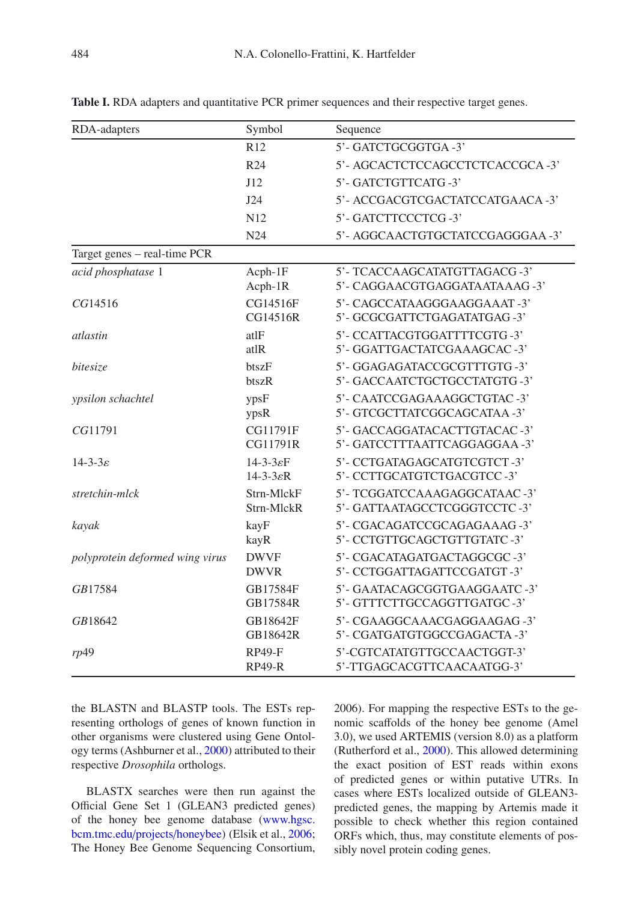**Table I.** RDA adapters and quantitative PCR primer sequences and their respective target genes.

| RDA-adapters | Symbol | Sequence |
|---|---|---|
| | R12 | 5'- GATCTGCGGTGA -3' |
| | R24 | 5'- AGCACTCTCCAGCCTCTCACCGCA -3' |
| | J12 | 5'- GATCTGTTCATG -3' |
| | J24 | 5'- ACCGACGTCGACTATCCATGAACA -3' |
| | N12 | 5'- GATCTTCCCTCG -3' |
| | N24 | 5'- AGGCAACTGTGCTATCCGAGGGAA -3' |
| Target genes – real-time PCR | | |
| *acid phosphatase* 1 | Acph-1F<br>Acph-1R | 5'- TCACCAAGCATATGTTAGACG -3'<br>5'- CAGGAACGTGAGGATAATAAAG -3' |
| *CG*14516 | CG14516F<br>CG14516R | 5'- CAGCCATAAGGGAAGGAAAT -3'<br>5'- GCGCGATTCTGAGATATGAG -3' |
| *atlastin* | atlF<br>atlR | 5'- CCATTACGTGGATTTTCGTG -3'<br>5'- GGATTGACTATCGAAAGCAC -3' |
| *bitesize* | btszF<br>btszR | 5'- GGAGAGATACCGCGTTTGTG -3'<br>5'- GACCAATCTGCTGCCTATGTG -3' |
| *ypsilon schachtel* | ypsF<br>ypsR | 5'- CAATCCGAGAAAGGCTGTAC -3'<br>5'- GTCGCTTATCGGCAGCATAA -3' |
| *CG*11791 | CG11791F<br>CG11791R | 5'- GACCAGGATACACTTGTACAC -3'<br>5'- GATCCTTTAATTCAGGAGGAA -3' |
| 14-3-3$\varepsilon$ | 14-3-3$\varepsilon$F<br>14-3-3$\varepsilon$R | 5'- CCTGATAGAGCATGTCGTCT -3'<br>5'- CCTTGCATGTCTGACGTCC -3' |
| *stretchin-mlck* | Strn-MlckF<br>Strn-MlckR | 5'- TCGGATCCAAAGAGGCATAAC -3'<br>5'- GATTAATAGCCTCGGGTCCTC -3' |
| *kayak* | kayF<br>kayR | 5'- CGACAGATCCGCAGAGAAAG -3'<br>5'- CCTGTTGCAGCTGTTGTATC -3' |
| *polyprotein deformed wing virus* | DWVF<br>DWVR | 5'- CGACATAGATGACTAGGCGC -3'<br>5'- CCTGGATTAGATTCCGATGT -3' |
| *GB*17584 | GB17584F<br>GB17584R | 5'- GAATACAGCGGTGAAGGAATC -3'<br>5'- GTTTCTTGCCAGGTTGATGC -3' |
| *GB*18642 | GB18642F<br>GB18642R | 5'- CGAAGGCAAACGAGGAAGAG -3'<br>5'- CGATGATGTGGCCGAGACTA -3' |
| *rp*49 | RP49-F<br>RP49-R | 5'-CGTCATATGTTGCCAACTGGT-3'<br>5'-TTGAGCACGTTCAACAATGG-3' |

the BLASTN and BLASTP tools. The ESTs representing orthologs of genes of known function in other organisms were clustered using Gene Ontology terms (Ashburner et al., 2000) attributed to their respective *Drosophila* orthologs.

BLASTX searches were then run against the Official Gene Set 1 (GLEAN3 predicted genes) of the honey bee genome database (www.hgsc.bcm.tmc.edu/projects/honeybee) (Elsik et al., 2006; The Honey Bee Genome Sequencing Consortium, 2006). For mapping the respective ESTs to the genomic scaffolds of the honey bee genome (Amel 3.0), we used ARTEMIS (version 8.0) as a platform (Rutherford et al., 2000). This allowed determining the exact position of EST reads within exons of predicted genes or within putative UTRs. In cases where ESTs localized outside of GLEAN3-predicted genes, the mapping by Artemis made it possible to check whether this region contained ORFs which, thus, may constitute elements of possibly novel protein coding genes.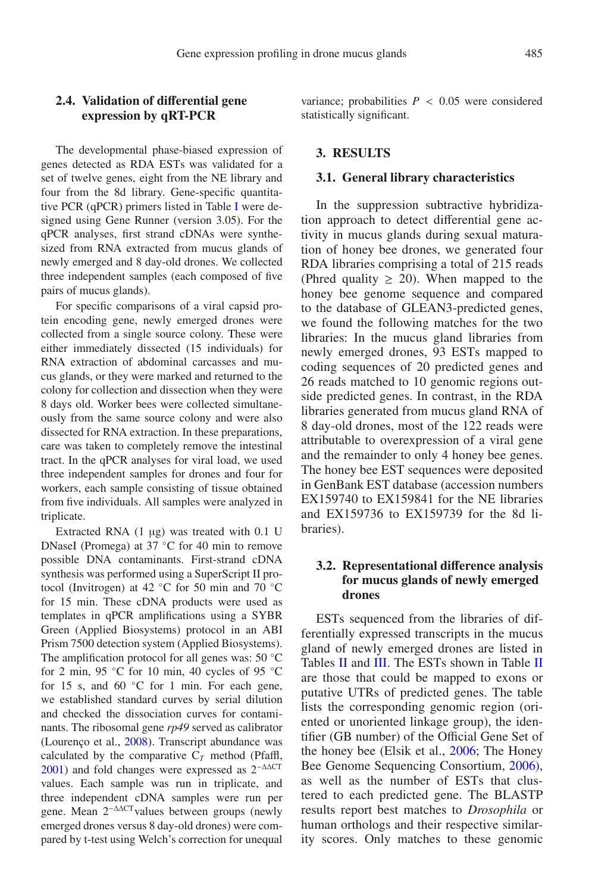### 2.4. Validation of differential gene expression by qRT-PCR

The developmental phase-biased expression of genes detected as RDA ESTs was validated for a set of twelve genes, eight from the NE library and four from the 8d library. Gene-specific quantitative PCR (qPCR) primers listed in Table I were designed using Gene Runner (version 3.05). For the qPCR analyses, first strand cDNAs were synthesized from RNA extracted from mucus glands of newly emerged and 8 day-old drones. We collected three independent samples (each composed of five pairs of mucus glands).

For specific comparisons of a viral capsid protein encoding gene, newly emerged drones were collected from a single source colony. These were either immediately dissected (15 individuals) for RNA extraction of abdominal carcasses and mucus glands, or they were marked and returned to the colony for collection and dissection when they were 8 days old. Worker bees were collected simultaneously from the same source colony and were also dissected for RNA extraction. In these preparations, care was taken to completely remove the intestinal tract. In the qPCR analyses for viral load, we used three independent samples for drones and four for workers, each sample consisting of tissue obtained from five individuals. All samples were analyzed in triplicate.

Extracted RNA (1 μg) was treated with 0.1 U DNaseI (Promega) at 37 °C for 40 min to remove possible DNA contaminants. First-strand cDNA synthesis was performed using a SuperScript II protocol (Invitrogen) at 42 °C for 50 min and 70 °C for 15 min. These cDNA products were used as templates in qPCR amplifications using a SYBR Green (Applied Biosystems) protocol in an ABI Prism 7500 detection system (Applied Biosystems). The amplification protocol for all genes was: 50 °C for 2 min, 95 °C for 10 min, 40 cycles of 95 °C for 15 s, and 60 °C for 1 min. For each gene, we established standard curves by serial dilution and checked the dissociation curves for contaminants. The ribosomal gene *rp49* served as calibrator (Lourenço et al., 2008). Transcript abundance was calculated by the comparative $C_T$ method (Pfaffl, 2001) and fold changes were expressed as $2^{-\Delta\Delta CT}$ values. Each sample was run in triplicate, and three independent cDNA samples were run per gene. Mean $2^{-\Delta\Delta CT}$ values between groups (newly emerged drones versus 8 day-old drones) were compared by t-test using Welch's correction for unequal variance; probabilities $P < 0.05$ were considered statistically significant.

## 3. RESULTS

### 3.1. General library characteristics

In the suppression subtractive hybridization approach to detect differential gene activity in mucus glands during sexual maturation of honey bee drones, we generated four RDA libraries comprising a total of 215 reads (Phred quality ≥ 20). When mapped to the honey bee genome sequence and compared to the database of GLEAN3-predicted genes, we found the following matches for the two libraries: In the mucus gland libraries from newly emerged drones, 93 ESTs mapped to coding sequences of 20 predicted genes and 26 reads matched to 10 genomic regions outside predicted genes. In contrast, in the RDA libraries generated from mucus gland RNA of 8 day-old drones, most of the 122 reads were attributable to overexpression of a viral gene and the remainder to only 4 honey bee genes. The honey bee EST sequences were deposited in GenBank EST database (accession numbers EX159740 to EX159841 for the NE libraries and EX159736 to EX159739 for the 8d libraries).

### 3.2. Representational difference analysis for mucus glands of newly emerged drones

ESTs sequenced from the libraries of differentially expressed transcripts in the mucus gland of newly emerged drones are listed in Tables II and III. The ESTs shown in Table II are those that could be mapped to exons or putative UTRs of predicted genes. The table lists the corresponding genomic region (oriented or unoriented linkage group), the identifier (GB number) of the Official Gene Set of the honey bee (Elsik et al., 2006; The Honey Bee Genome Sequencing Consortium, 2006), as well as the number of ESTs that clustered to each predicted gene. The BLASTP results report best matches to *Drosophila* or human orthologs and their respective similarity scores. Only matches to these genomic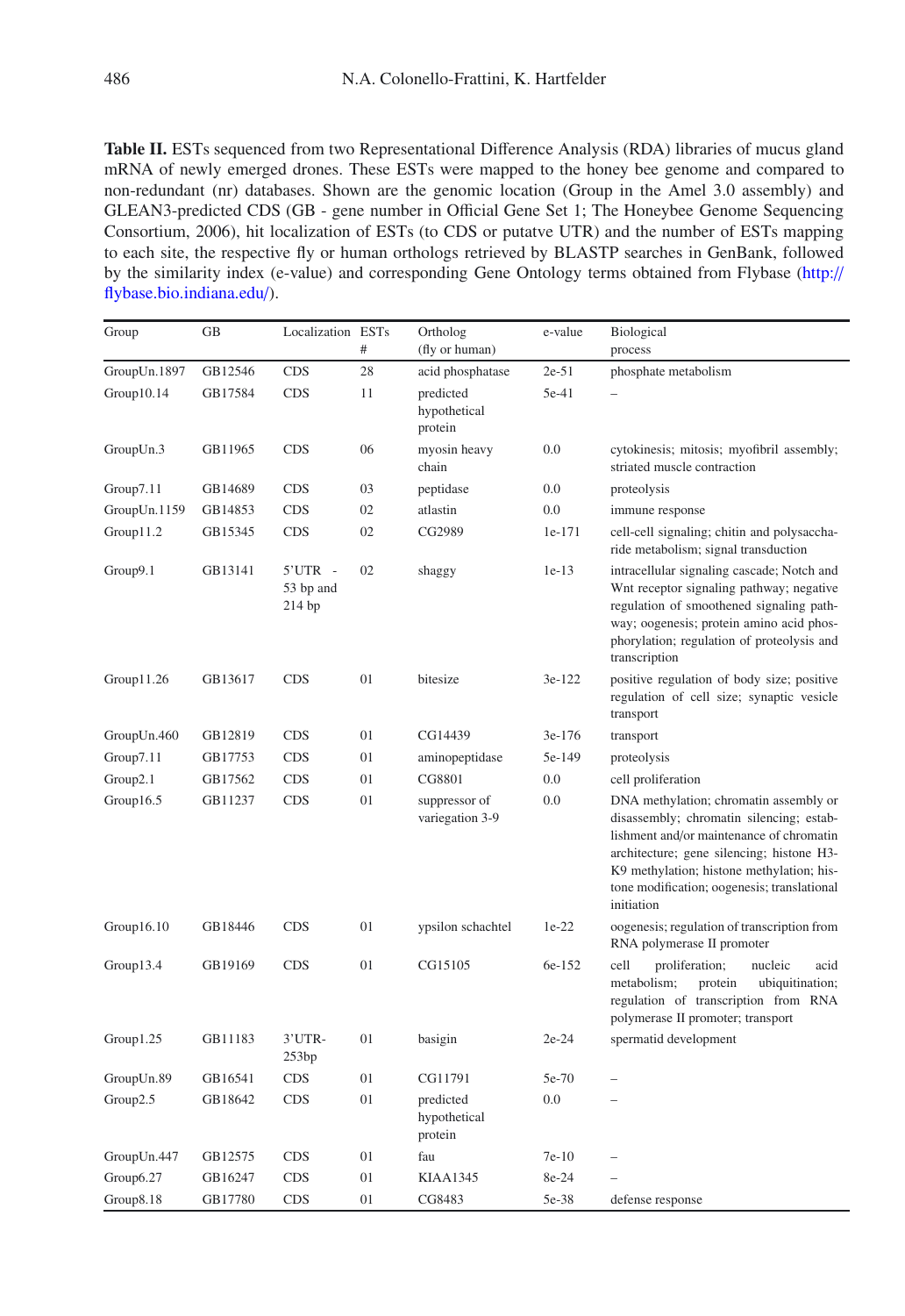**Table II.** ESTs sequenced from two Representational Difference Analysis (RDA) libraries of mucus gland mRNA of newly emerged drones. These ESTs were mapped to the honey bee genome and compared to non-redundant (nr) databases. Shown are the genomic location (Group in the Amel 3.0 assembly) and GLEAN3-predicted CDS (GB - gene number in Official Gene Set 1; The Honeybee Genome Sequencing Consortium, 2006), hit localization of ESTs (to CDS or putatve UTR) and the number of ESTs mapping to each site, the respective fly or human orthologs retrieved by BLASTP searches in GenBank, followed by the similarity index (e-value) and corresponding Gene Ontology terms obtained from Flybase (http://flybase.bio.indiana.edu/).

| Group | GB | Localization | ESTs # | Ortholog (fly or human) | e-value | Biological process |
|---|---|---|---|---|---|---|
| GroupUn.1897 | GB12546 | CDS | 28 | acid phosphatase | 2e-51 | phosphate metabolism |
| Group10.14 | GB17584 | CDS | 11 | predicted hypothetical protein | 5e-41 | – |
| GroupUn.3 | GB11965 | CDS | 06 | myosin heavy chain | 0.0 | cytokinesis; mitosis; myofibril assembly; striated muscle contraction |
| Group7.11 | GB14689 | CDS | 03 | peptidase | 0.0 | proteolysis |
| GroupUn.1159 | GB14853 | CDS | 02 | atlastin | 0.0 | immune response |
| Group11.2 | GB15345 | CDS | 02 | CG2989 | 1e-171 | cell-cell signaling; chitin and polysaccharide metabolism; signal transduction |
| Group9.1 | GB13141 | 5'UTR - 53 bp and 214 bp | 02 | shaggy | 1e-13 | intracellular signaling cascade; Notch and Wnt receptor signaling pathway; negative regulation of smoothened signaling pathway; oogenesis; protein amino acid phosphorylation; regulation of proteolysis and transcription |
| Group11.26 | GB13617 | CDS | 01 | bitesize | 3e-122 | positive regulation of body size; positive regulation of cell size; synaptic vesicle transport |
| GroupUn.460 | GB12819 | CDS | 01 | CG14439 | 3e-176 | transport |
| Group7.11 | GB17753 | CDS | 01 | aminopeptidase | 5e-149 | proteolysis |
| Group2.1 | GB17562 | CDS | 01 | CG8801 | 0.0 | cell proliferation |
| Group16.5 | GB11237 | CDS | 01 | suppressor of variegation 3-9 | 0.0 | DNA methylation; chromatin assembly or disassembly; chromatin silencing; establishment and/or maintenance of chromatin architecture; gene silencing; histone H3-K9 methylation; histone methylation; histone modification; oogenesis; translational initiation |
| Group16.10 | GB18446 | CDS | 01 | ypsilon schachtel | 1e-22 | oogenesis; regulation of transcription from RNA polymerase II promoter |
| Group13.4 | GB19169 | CDS | 01 | CG15105 | 6e-152 | cell proliferation; nucleic acid metabolism; protein ubiquitination; regulation of transcription from RNA polymerase II promoter; transport |
| Group1.25 | GB11183 | 3'UTR-253bp | 01 | basigin | 2e-24 | spermatid development |
| GroupUn.89 | GB16541 | CDS | 01 | CG11791 | 5e-70 | – |
| Group2.5 | GB18642 | CDS | 01 | predicted hypothetical protein | 0.0 | – |
| GroupUn.447 | GB12575 | CDS | 01 | fau | 7e-10 | – |
| Group6.27 | GB16247 | CDS | 01 | KIAA1345 | 8e-24 | – |
| Group8.18 | GB17780 | CDS | 01 | CG8483 | 5e-38 | defense response |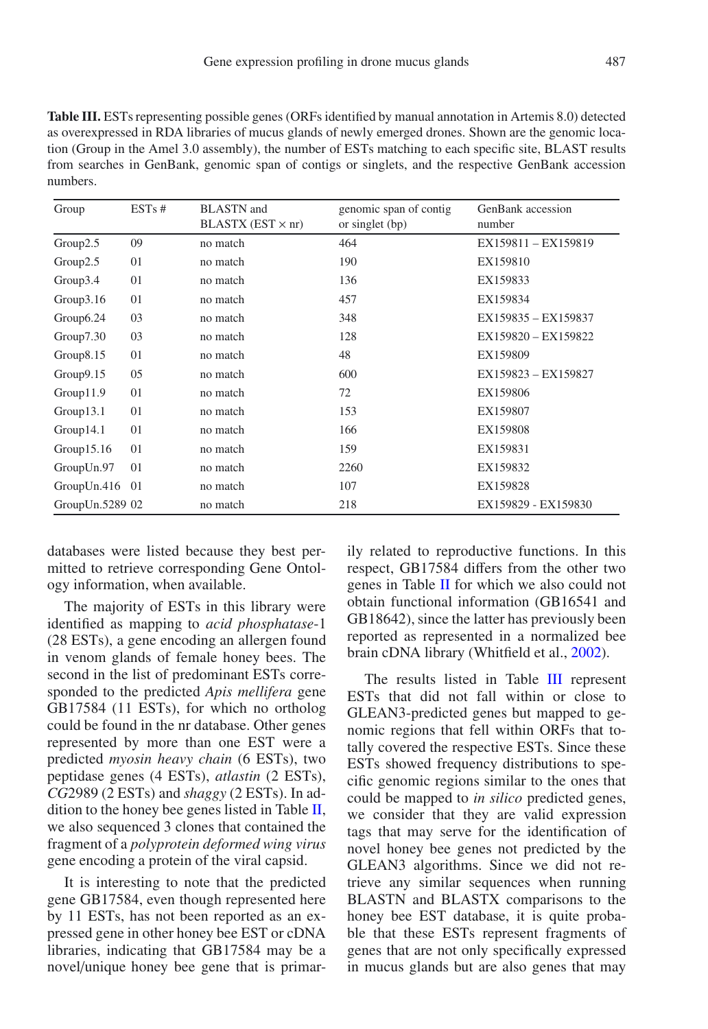**Table III.** ESTs representing possible genes (ORFs identified by manual annotation in Artemis 8.0) detected as overexpressed in RDA libraries of mucus glands of newly emerged drones. Shown are the genomic location (Group in the Amel 3.0 assembly), the number of ESTs matching to each specific site, BLAST results from searches in GenBank, genomic span of contigs or singlets, and the respective GenBank accession numbers.

| Group | ESTs # | BLASTN and BLASTX (EST × nr) | genomic span of contig or singlet (bp) | GenBank accession number |
|---|---|---|---|---|
| Group2.5 | 09 | no match | 464 | EX159811 – EX159819 |
| Group2.5 | 01 | no match | 190 | EX159810 |
| Group3.4 | 01 | no match | 136 | EX159833 |
| Group3.16 | 01 | no match | 457 | EX159834 |
| Group6.24 | 03 | no match | 348 | EX159835 – EX159837 |
| Group7.30 | 03 | no match | 128 | EX159820 – EX159822 |
| Group8.15 | 01 | no match | 48 | EX159809 |
| Group9.15 | 05 | no match | 600 | EX159823 – EX159827 |
| Group11.9 | 01 | no match | 72 | EX159806 |
| Group13.1 | 01 | no match | 153 | EX159807 |
| Group14.1 | 01 | no match | 166 | EX159808 |
| Group15.16 | 01 | no match | 159 | EX159831 |
| GroupUn.97 | 01 | no match | 2260 | EX159832 |
| GroupUn.416 | 01 | no match | 107 | EX159828 |
| GroupUn.5289 | 02 | no match | 218 | EX159829 - EX159830 |

databases were listed because they best permitted to retrieve corresponding Gene Ontology information, when available.

The majority of ESTs in this library were identified as mapping to *acid phosphatase*-1 (28 ESTs), a gene encoding an allergen found in venom glands of female honey bees. The second in the list of predominant ESTs corresponded to the predicted *Apis mellifera* gene GB17584 (11 ESTs), for which no ortholog could be found in the nr database. Other genes represented by more than one EST were a predicted *myosin heavy chain* (6 ESTs), two peptidase genes (4 ESTs), *atlastin* (2 ESTs), *CG*2989 (2 ESTs) and *shaggy* (2 ESTs). In addition to the honey bee genes listed in Table II, we also sequenced 3 clones that contained the fragment of a *polyprotein deformed wing virus* gene encoding a protein of the viral capsid.

It is interesting to note that the predicted gene GB17584, even though represented here by 11 ESTs, has not been reported as an expressed gene in other honey bee EST or cDNA libraries, indicating that GB17584 may be a novel/unique honey bee gene that is primarily related to reproductive functions. In this respect, GB17584 differs from the other two genes in Table II for which we also could not obtain functional information (GB16541 and GB18642), since the latter has previously been reported as represented in a normalized bee brain cDNA library (Whitfield et al., 2002).

The results listed in Table III represent ESTs that did not fall within or close to GLEAN3-predicted genes but mapped to genomic regions that fell within ORFs that totally covered the respective ESTs. Since these ESTs showed frequency distributions to specific genomic regions similar to the ones that could be mapped to *in silico* predicted genes, we consider that they are valid expression tags that may serve for the identification of novel honey bee genes not predicted by the GLEAN3 algorithms. Since we did not retrieve any similar sequences when running BLASTN and BLASTX comparisons to the honey bee EST database, it is quite probable that these ESTs represent fragments of genes that are not only specifically expressed in mucus glands but are also genes that may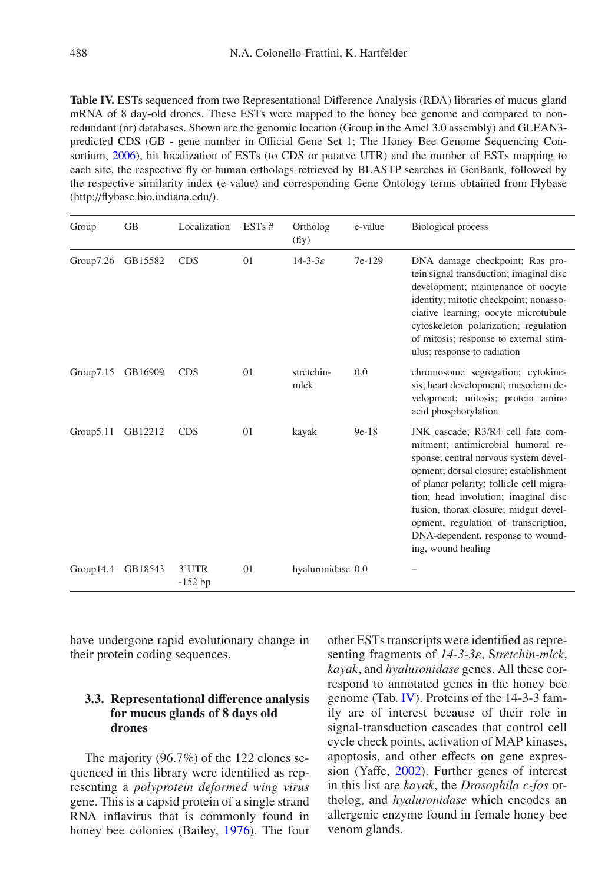**Table IV.** ESTs sequenced from two Representational Difference Analysis (RDA) libraries of mucus gland mRNA of 8 day-old drones. These ESTs were mapped to the honey bee genome and compared to non-redundant (nr) databases. Shown are the genomic location (Group in the Amel 3.0 assembly) and GLEAN3-predicted CDS (GB - gene number in Official Gene Set 1; The Honey Bee Genome Sequencing Consortium, 2006), hit localization of ESTs (to CDS or putatve UTR) and the number of ESTs mapping to each site, the respective fly or human orthologs retrieved by BLASTP searches in GenBank, followed by the respective similarity index (e-value) and corresponding Gene Ontology terms obtained from Flybase (http://flybase.bio.indiana.edu/).

| Group | GB | Localization | ESTs # | Ortholog (fly) | e-value | Biological process |
|---|---|---|---|---|---|---|
| Group7.26 | GB15582 | CDS | 01 | 14-3-3$\varepsilon$ | 7e-129 | DNA damage checkpoint; Ras protein signal transduction; imaginal disc development; maintenance of oocyte identity; mitotic checkpoint; nonassociative learning; oocyte microtubule cytoskeleton polarization; regulation of mitosis; response to external stimulus; response to radiation |
| Group7.15 | GB16909 | CDS | 01 | stretchin-mlck | 0.0 | chromosome segregation; cytokinesis; heart development; mesoderm development; mitosis; protein amino acid phosphorylation |
| Group5.11 | GB12212 | CDS | 01 | kayak | 9e-18 | JNK cascade; R3/R4 cell fate commitment; antimicrobial humoral response; central nervous system development; dorsal closure; establishment of planar polarity; follicle cell migration; head involution; imaginal disc fusion, thorax closure; midgut development, regulation of transcription, DNA-dependent, response to wounding, wound healing |
| Group14.4 | GB18543 | 3'UTR -152 bp | 01 | hyaluronidase | 0.0 | – |

have undergone rapid evolutionary change in their protein coding sequences.

### 3.3. Representational difference analysis for mucus glands of 8 days old drones

The majority (96.7%) of the 122 clones sequenced in this library were identified as representing a *polyprotein deformed wing virus* gene. This is a capsid protein of a single strand RNA inflavirus that is commonly found in honey bee colonies (Bailey, 1976). The four other ESTs transcripts were identified as representing fragments of *14-3-3ε*, S*tretchin-mlck*, *kayak*, and *hyaluronidase* genes. All these correspond to annotated genes in the honey bee genome (Tab. IV). Proteins of the 14-3-3 family are of interest because of their role in signal-transduction cascades that control cell cycle check points, activation of MAP kinases, apoptosis, and other effects on gene expression (Yaffe, 2002). Further genes of interest in this list are *kayak*, the *Drosophila c-fos* ortholog, and *hyaluronidase* which encodes an allergenic enzyme found in female honey bee venom glands.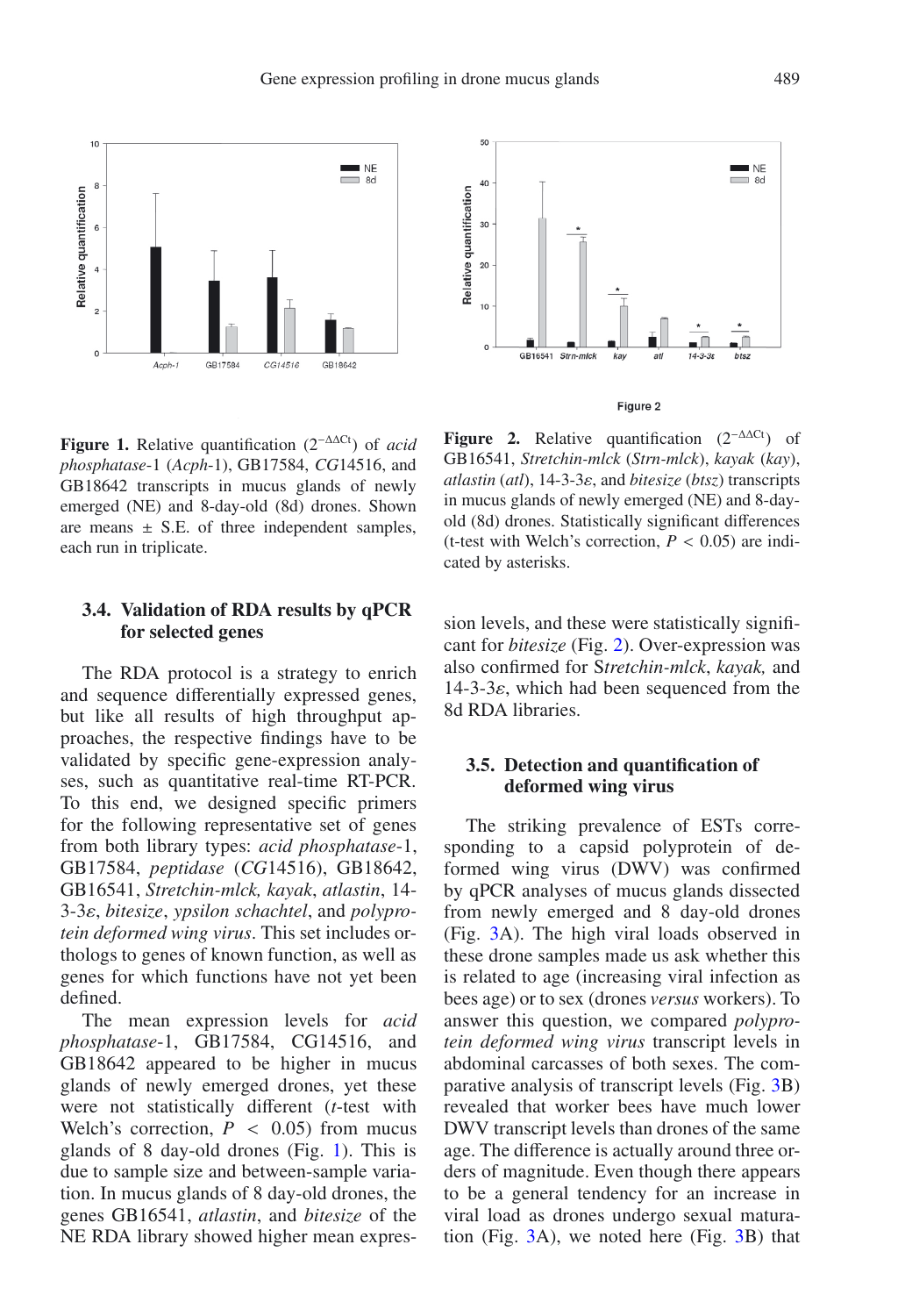**Figure 1.** Relative quantification ($2^{-\Delta\Delta Ct}$) of *acid phosphatase*-1 (*Acph*-1), GB17584, *CG*14516, and GB18642 transcripts in mucus glands of newly emerged (NE) and 8-day-old (8d) drones. Shown are means ± S.E. of three independent samples, each run in triplicate.

**Figure 2.** Relative quantification ($2^{-\Delta\Delta Ct}$) of GB16541, *Stretchin-mlck* (*Strn-mlck*), *kayak* (*kay*), *atlastin* (*atl*), 14-3-3$\varepsilon$, and *bitesize* (*btsz*) transcripts in mucus glands of newly emerged (NE) and 8-day-old (8d) drones. Statistically significant differences (t-test with Welch's correction, $P < 0.05$) are indicated by asterisks.

### 3.4. Validation of RDA results by qPCR for selected genes

The RDA protocol is a strategy to enrich and sequence differentially expressed genes, but like all results of high throughput approaches, the respective findings have to be validated by specific gene-expression analyses, such as quantitative real-time RT-PCR. To this end, we designed specific primers for the following representative set of genes from both library types: *acid phosphatase*-1, GB17584, *peptidase* (*CG*14516), GB18642, GB16541, *Stretchin-mlck, kayak*, *atlastin*, 14-3-3$\varepsilon$, *bitesize*, *ypsilon schachtel*, and *polyprotein deformed wing virus*. This set includes orthologs to genes of known function, as well as genes for which functions have not yet been defined.

The mean expression levels for *acid phosphatase*-1, GB17584, CG14516, and GB18642 appeared to be higher in mucus glands of newly emerged drones, yet these were not statistically different (*t*-test with Welch's correction, $P < 0.05$) from mucus glands of 8 day-old drones (Fig. 1). This is due to sample size and between-sample variation. In mucus glands of 8 day-old drones, the genes GB16541, *atlastin*, and *bitesize* of the NE RDA library showed higher mean expression levels, and these were statistically significant for *bitesize* (Fig. 2). Over-expression was also confirmed for S*tretchin-mlck*, *kayak,* and 14-3-3$\varepsilon$, which had been sequenced from the 8d RDA libraries.

### 3.5. Detection and quantification of deformed wing virus

The striking prevalence of ESTs corresponding to a capsid polyprotein of deformed wing virus (DWV) was confirmed by qPCR analyses of mucus glands dissected from newly emerged and 8 day-old drones (Fig. 3A). The high viral loads observed in these drone samples made us ask whether this is related to age (increasing viral infection as bees age) or to sex (drones *versus* workers). To answer this question, we compared *polyprotein deformed wing virus* transcript levels in abdominal carcasses of both sexes. The comparative analysis of transcript levels (Fig. 3B) revealed that worker bees have much lower DWV transcript levels than drones of the same age. The difference is actually around three orders of magnitude. Even though there appears to be a general tendency for an increase in viral load as drones undergo sexual maturation (Fig. 3A), we noted here (Fig. 3B) that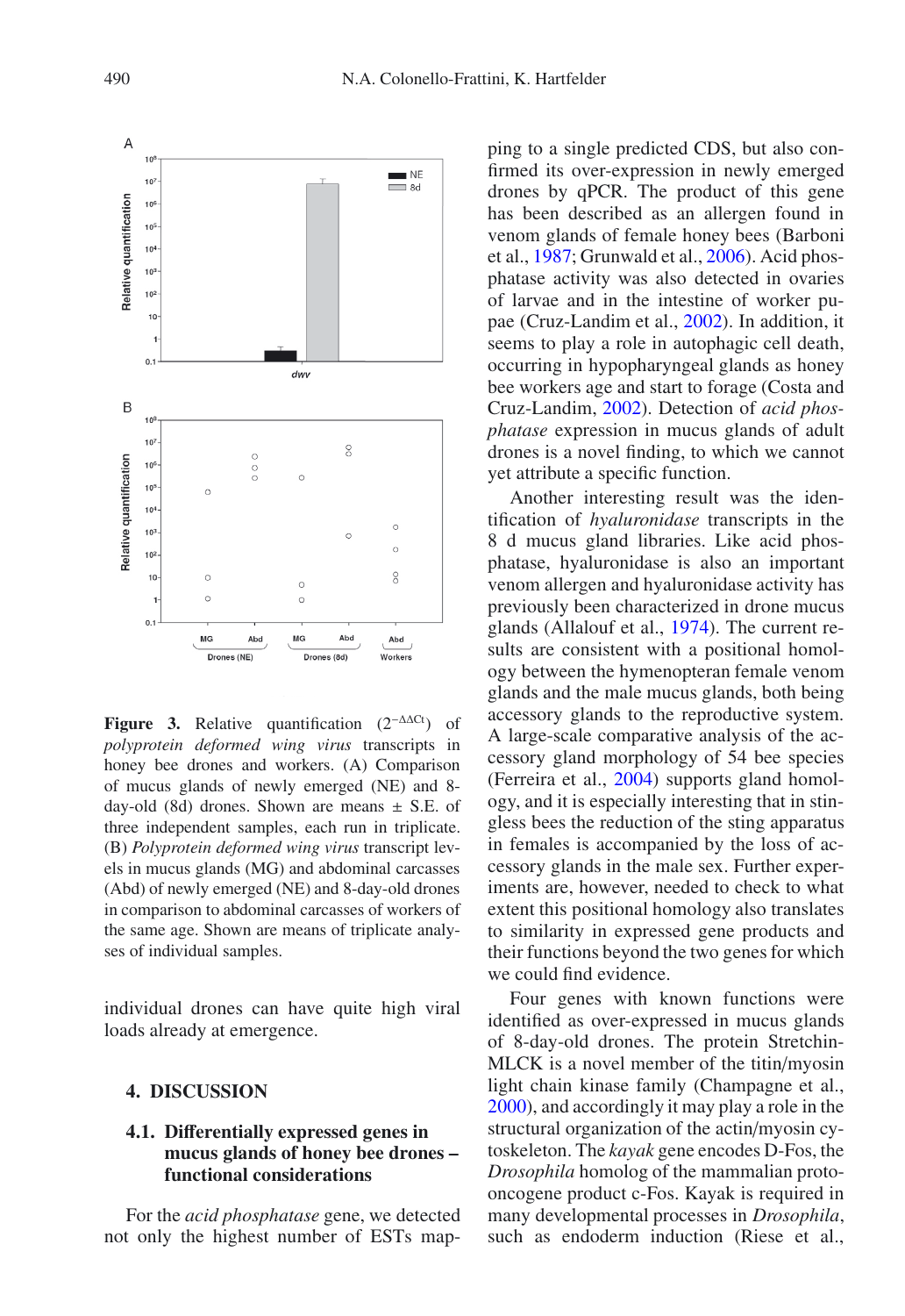**Figure 3.** Relative quantification ($2^{-\Delta\Delta Ct}$) of *polyprotein deformed wing virus* transcripts in honey bee drones and workers. (A) Comparison of mucus glands of newly emerged (NE) and 8-day-old (8d) drones. Shown are means ± S.E. of three independent samples, each run in triplicate. (B) *Polyprotein deformed wing virus* transcript levels in mucus glands (MG) and abdominal carcasses (Abd) of newly emerged (NE) and 8-day-old drones in comparison to abdominal carcasses of workers of the same age. Shown are means of triplicate analyses of individual samples.

individual drones can have quite high viral loads already at emergence.

## 4. DISCUSSION

### 4.1. Differentially expressed genes in mucus glands of honey bee drones – functional considerations

For the *acid phosphatase* gene, we detected not only the highest number of ESTs mapping to a single predicted CDS, but also confirmed its over-expression in newly emerged drones by qPCR. The product of this gene has been described as an allergen found in venom glands of female honey bees (Barboni et al., 1987; Grunwald et al., 2006). Acid phosphatase activity was also detected in ovaries of larvae and in the intestine of worker pupae (Cruz-Landim et al., 2002). In addition, it seems to play a role in autophagic cell death, occurring in hypopharyngeal glands as honey bee workers age and start to forage (Costa and Cruz-Landim, 2002). Detection of *acid phosphatase* expression in mucus glands of adult drones is a novel finding, to which we cannot yet attribute a specific function.

Another interesting result was the identification of *hyaluronidase* transcripts in the 8 d mucus gland libraries. Like acid phosphatase, hyaluronidase is also an important venom allergen and hyaluronidase activity has previously been characterized in drone mucus glands (Allalouf et al., 1974). The current results are consistent with a positional homology between the hymenopteran female venom glands and the male mucus glands, both being accessory glands to the reproductive system. A large-scale comparative analysis of the accessory gland morphology of 54 bee species (Ferreira et al., 2004) supports gland homology, and it is especially interesting that in stingless bees the reduction of the sting apparatus in females is accompanied by the loss of accessory glands in the male sex. Further experiments are, however, needed to check to what extent this positional homology also translates to similarity in expressed gene products and their functions beyond the two genes for which we could find evidence.

Four genes with known functions were identified as over-expressed in mucus glands of 8-day-old drones. The protein Stretchin-MLCK is a novel member of the titin/myosin light chain kinase family (Champagne et al., 2000), and accordingly it may play a role in the structural organization of the actin/myosin cytoskeleton. The *kayak* gene encodes D-Fos, the *Drosophila* homolog of the mammalian proto-oncogene product c-Fos. Kayak is required in many developmental processes in *Drosophila*, such as endoderm induction (Riese et al.,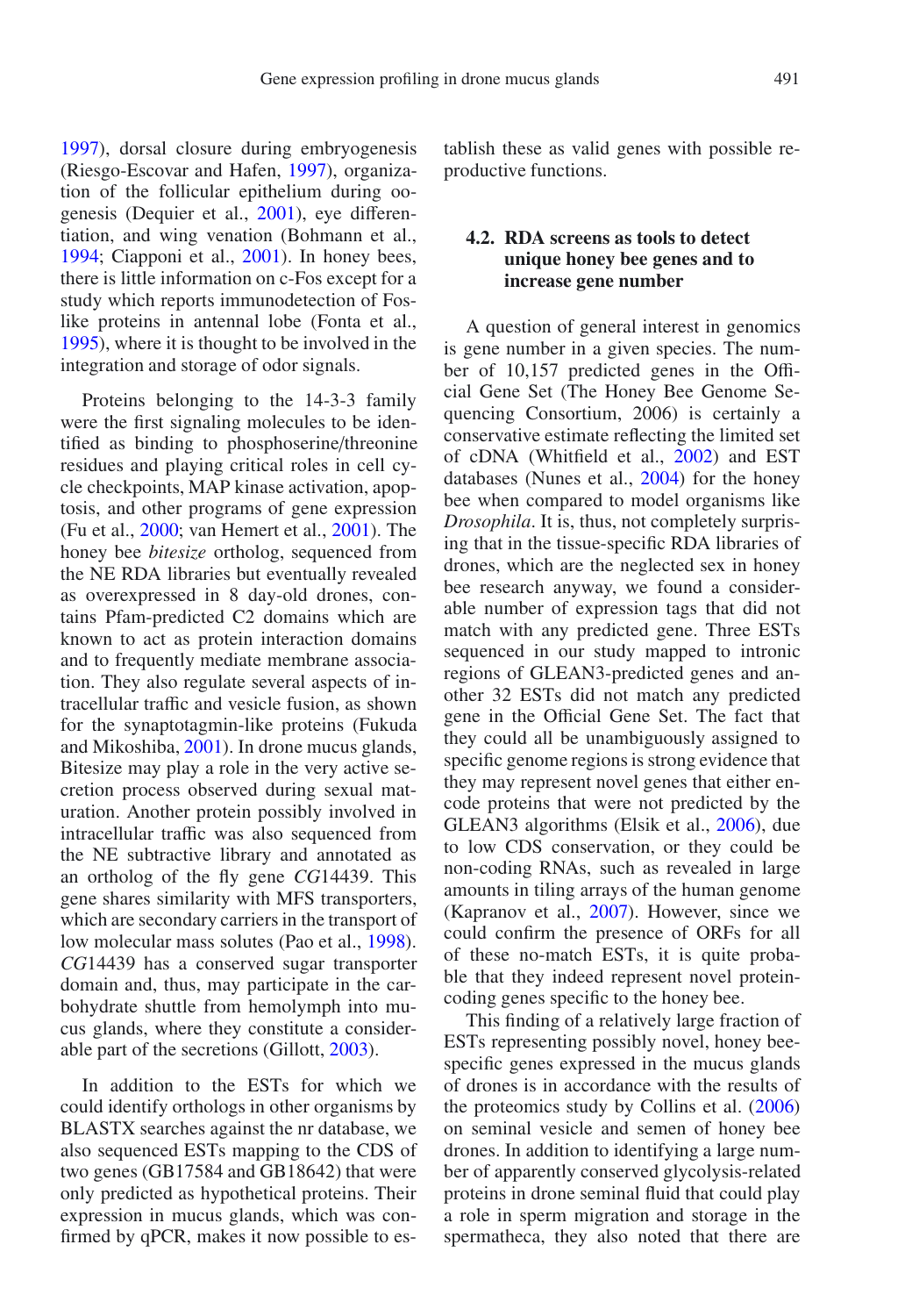1997), dorsal closure during embryogenesis (Riesgo-Escovar and Hafen, 1997), organization of the follicular epithelium during oogenesis (Dequier et al., 2001), eye differentiation, and wing venation (Bohmann et al., 1994; Ciapponi et al., 2001). In honey bees, there is little information on c-Fos except for a study which reports immunodetection of Fos-like proteins in antennal lobe (Fonta et al., 1995), where it is thought to be involved in the integration and storage of odor signals.

Proteins belonging to the 14-3-3 family were the first signaling molecules to be identified as binding to phosphoserine/threonine residues and playing critical roles in cell cycle checkpoints, MAP kinase activation, apoptosis, and other programs of gene expression (Fu et al., 2000; van Hemert et al., 2001). The honey bee *bitesize* ortholog, sequenced from the NE RDA libraries but eventually revealed as overexpressed in 8 day-old drones, contains Pfam-predicted C2 domains which are known to act as protein interaction domains and to frequently mediate membrane association. They also regulate several aspects of intracellular traffic and vesicle fusion, as shown for the synaptotagmin-like proteins (Fukuda and Mikoshiba, 2001). In drone mucus glands, Bitesize may play a role in the very active secretion process observed during sexual maturation. Another protein possibly involved in intracellular traffic was also sequenced from the NE subtractive library and annotated as an ortholog of the fly gene *CG*14439. This gene shares similarity with MFS transporters, which are secondary carriers in the transport of low molecular mass solutes (Pao et al., 1998). *CG*14439 has a conserved sugar transporter domain and, thus, may participate in the carbohydrate shuttle from hemolymph into mucus glands, where they constitute a considerable part of the secretions (Gillott, 2003).

In addition to the ESTs for which we could identify orthologs in other organisms by BLASTX searches against the nr database, we also sequenced ESTs mapping to the CDS of two genes (GB17584 and GB18642) that were only predicted as hypothetical proteins. Their expression in mucus glands, which was confirmed by qPCR, makes it now possible to establish these as valid genes with possible reproductive functions.

### 4.2. RDA screens as tools to detect unique honey bee genes and to increase gene number

A question of general interest in genomics is gene number in a given species. The number of 10,157 predicted genes in the Official Gene Set (The Honey Bee Genome Sequencing Consortium, 2006) is certainly a conservative estimate reflecting the limited set of cDNA (Whitfield et al., 2002) and EST databases (Nunes et al., 2004) for the honey bee when compared to model organisms like *Drosophila*. It is, thus, not completely surprising that in the tissue-specific RDA libraries of drones, which are the neglected sex in honey bee research anyway, we found a considerable number of expression tags that did not match with any predicted gene. Three ESTs sequenced in our study mapped to intronic regions of GLEAN3-predicted genes and another 32 ESTs did not match any predicted gene in the Official Gene Set. The fact that they could all be unambiguously assigned to specific genome regions is strong evidence that they may represent novel genes that either encode proteins that were not predicted by the GLEAN3 algorithms (Elsik et al., 2006), due to low CDS conservation, or they could be non-coding RNAs, such as revealed in large amounts in tiling arrays of the human genome (Kapranov et al., 2007). However, since we could confirm the presence of ORFs for all of these no-match ESTs, it is quite probable that they indeed represent novel protein-coding genes specific to the honey bee.

This finding of a relatively large fraction of ESTs representing possibly novel, honey bee-specific genes expressed in the mucus glands of drones is in accordance with the results of the proteomics study by Collins et al. (2006) on seminal vesicle and semen of honey bee drones. In addition to identifying a large number of apparently conserved glycolysis-related proteins in drone seminal fluid that could play a role in sperm migration and storage in the spermatheca, they also noted that there are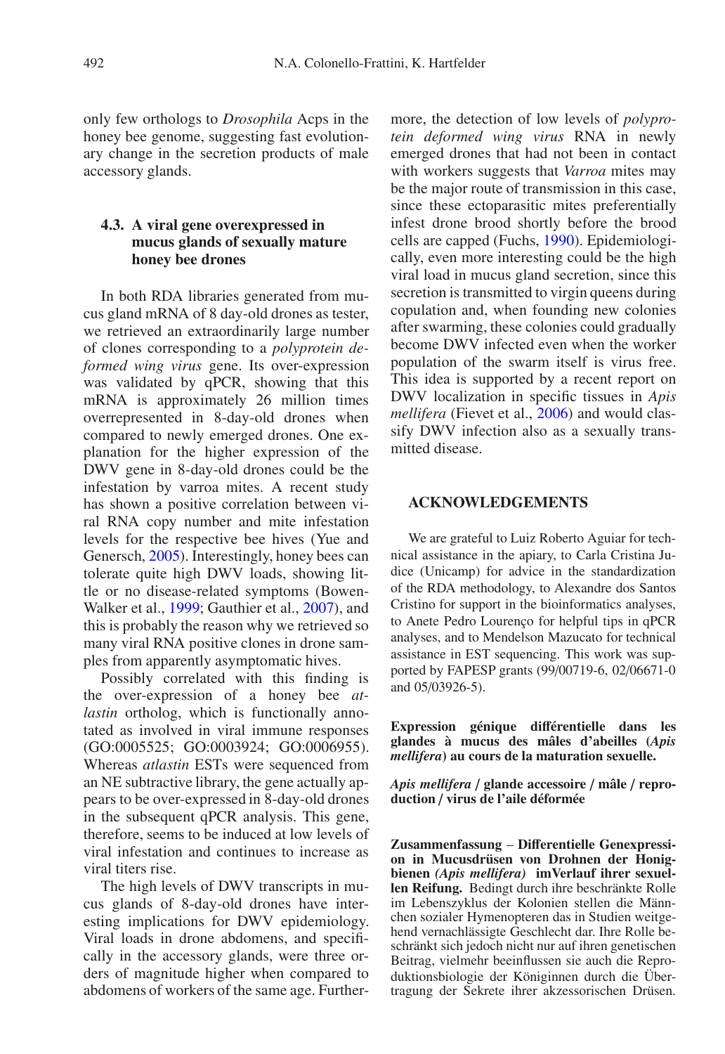only few orthologs to *Drosophila* Acps in the honey bee genome, suggesting fast evolutionary change in the secretion products of male accessory glands.

### 4.3. A viral gene overexpressed in mucus glands of sexually mature honey bee drones

In both RDA libraries generated from mucus gland mRNA of 8 day-old drones as tester, we retrieved an extraordinarily large number of clones corresponding to a *polyprotein deformed wing virus* gene. Its over-expression was validated by qPCR, showing that this mRNA is approximately 26 million times overrepresented in 8-day-old drones when compared to newly emerged drones. One explanation for the higher expression of the DWV gene in 8-day-old drones could be the infestation by varroa mites. A recent study has shown a positive correlation between viral RNA copy number and mite infestation levels for the respective bee hives (Yue and Genersch, 2005). Interestingly, honey bees can tolerate quite high DWV loads, showing little or no disease-related symptoms (Bowen-Walker et al., 1999; Gauthier et al., 2007), and this is probably the reason why we retrieved so many viral RNA positive clones in drone samples from apparently asymptomatic hives.

Possibly correlated with this finding is the over-expression of a honey bee *atlastin* ortholog, which is functionally annotated as involved in viral immune responses (GO:0005525; GO:0003924; GO:0006955). Whereas *atlastin* ESTs were sequenced from an NE subtractive library, the gene actually appears to be over-expressed in 8-day-old drones in the subsequent qPCR analysis. This gene, therefore, seems to be induced at low levels of viral infestation and continues to increase as viral titers rise.

The high levels of DWV transcripts in mucus glands of 8-day-old drones have interesting implications for DWV epidemiology. Viral loads in drone abdomens, and specifically in the accessory glands, were three orders of magnitude higher when compared to abdomens of workers of the same age. Furthermore, the detection of low levels of *polyprotein deformed wing virus* RNA in newly emerged drones that had not been in contact with workers suggests that *Varroa* mites may be the major route of transmission in this case, since these ectoparasitic mites preferentially infest drone brood shortly before the brood cells are capped (Fuchs, 1990). Epidemiologically, even more interesting could be the high viral load in mucus gland secretion, since this secretion is transmitted to virgin queens during copulation and, when founding new colonies after swarming, these colonies could gradually become DWV infected even when the worker population of the swarm itself is virus free. This idea is supported by a recent report on DWV localization in specific tissues in *Apis mellifera* (Fievet et al., 2006) and would classify DWV infection also as a sexually transmitted disease.

## ACKNOWLEDGEMENTS

We are grateful to Luiz Roberto Aguiar for technical assistance in the apiary, to Carla Cristina Judice (Unicamp) for advice in the standardization of the RDA methodology, to Alexandre dos Santos Cristino for support in the bioinformatics analyses, to Anete Pedro Lourenço for helpful tips in qPCR analyses, and to Mendelson Mazucato for technical assistance in EST sequencing. This work was supported by FAPESP grants (99/00719-6, 02/06671-0 and 05/03926-5).

**Expression génique différentielle dans les glandes à mucus des mâles d'abeilles (*Apis mellifera*) au cours de la maturation sexuelle.**

***Apis mellifera* / glande accessoire / mâle / reproduction / virus de l'aile déformée**

**Zusammenfassung – Differentielle Genexpression in Mucusdrüsen von Drohnen der Honigbienen *(Apis mellifera)* imVerlauf ihrer sexuellen Reifung.** Bedingt durch ihre beschränkte Rolle im Lebenszyklus der Kolonien stellen die Männchen sozialer Hymenopteren das in Studien weitgehend vernachlässigte Geschlecht dar. Ihre Rolle beschränkt sich jedoch nicht nur auf ihren genetischen Beitrag, vielmehr beeinflussen sie auch die Reproduktionsbiologie der Königinnen durch die Übertragung der Sekrete ihrer akzessorischen Drüsen.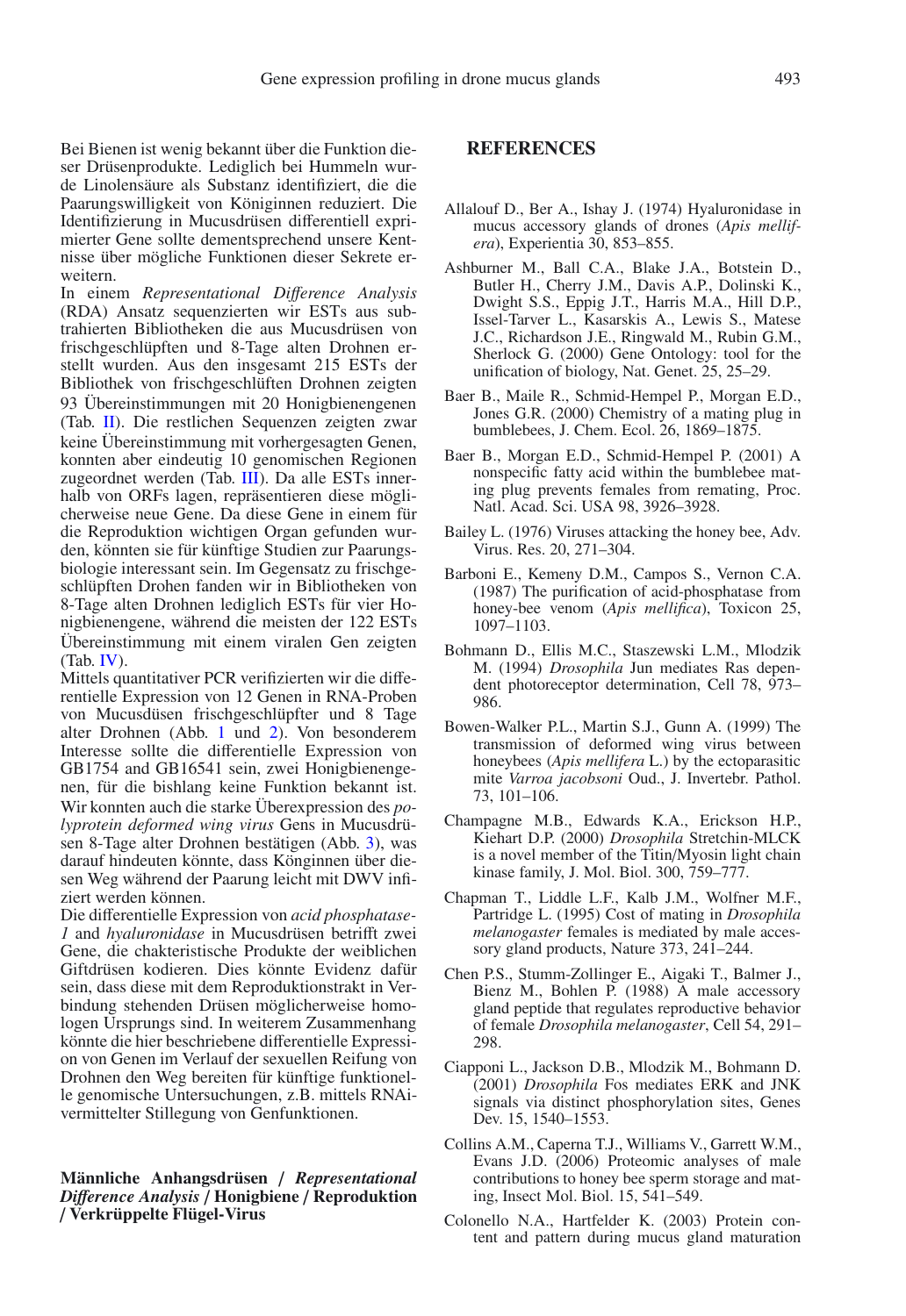Bei Bienen ist wenig bekannt über die Funktion dieser Drüsenprodukte. Lediglich bei Hummeln wurde Linolensäure als Substanz identifiziert, die die Paarungswilligkeit von Königinnen reduziert. Die Identifizierung in Mucusdrüsen differentiell exprimierter Gene sollte dementsprechend unsere Kentnisse über mögliche Funktionen dieser Sekrete erweitern.

In einem *Representational Difference Analysis* (RDA) Ansatz sequenzierten wir ESTs aus subtrahierten Bibliotheken die aus Mucusdrüsen von frischgeschlüpften und 8-Tage alten Drohnen erstellt wurden. Aus den insgesamt 215 ESTs der Bibliothek von frischgeschlüften Drohnen zeigten 93 Übereinstimmungen mit 20 Honigbienengenen (Tab. II). Die restlichen Sequenzen zeigten zwar keine Übereinstimmung mit vorhergesagten Genen, konnten aber eindeutig 10 genomischen Regionen zugeordnet werden (Tab. III). Da alle ESTs innerhalb von ORFs lagen, repräsentieren diese möglicherweise neue Gene. Da diese Gene in einem für die Reproduktion wichtigen Organ gefunden wurden, könnten sie für künftige Studien zur Paarungsbiologie interessant sein. Im Gegensatz zu frischgeschlüpften Drohen fanden wir in Bibliotheken von 8-Tage alten Drohnen lediglich ESTs für vier Honigbienengene, während die meisten der 122 ESTs Übereinstimmung mit einem viralen Gen zeigten (Tab. IV).

Mittels quantitativer PCR verifizierten wir die differentielle Expression von 12 Genen in RNA-Proben von Mucusdüsen frischgeschlüpfter und 8 Tage alter Drohnen (Abb. 1 und 2). Von besonderem Interesse sollte die differentielle Expression von GB1754 and GB16541 sein, zwei Honigbienengenen, für die bishlang keine Funktion bekannt ist. Wir konnten auch die starke Überexpression des *polyprotein deformed wing virus* Gens in Mucusdrüsen 8-Tage alter Drohnen bestätigen (Abb. 3), was darauf hindeuten könnte, dass Könginnen über diesen Weg während der Paarung leicht mit DWV infiziert werden können.

Die differentielle Expression von *acid phosphatase-1* and *hyaluronidase* in Mucusdrüsen betrifft zwei Gene, die chakteristische Produkte der weiblichen Giftdrüsen kodieren. Dies könnte Evidenz dafür sein, dass diese mit dem Reproduktionstrakt in Verbindung stehenden Drüsen möglicherweise homologen Ursprungs sind. In weiterem Zusammenhang könnte die hier beschriebene differentielle Expression von Genen im Verlauf der sexuellen Reifung von Drohnen den Weg bereiten für künftige funktionelle genomische Untersuchungen, z.B. mittels RNAi-vermittelter Stillegung von Genfunktionen.

**Männliche Anhangsdrüsen / *Representational Difference Analysis* / Honigbiene / Reproduktion / Verkrüppelte Flügel-Virus**

## REFERENCES

Allalouf D., Ber A., Ishay J. (1974) Hyaluronidase in mucus accessory glands of drones (*Apis mellifera*), Experientia 30, 853–855.

Ashburner M., Ball C.A., Blake J.A., Botstein D., Butler H., Cherry J.M., Davis A.P., Dolinski K., Dwight S.S., Eppig J.T., Harris M.A., Hill D.P., Issel-Tarver L., Kasarskis A., Lewis S., Matese J.C., Richardson J.E., Ringwald M., Rubin G.M., Sherlock G. (2000) Gene Ontology: tool for the unification of biology, Nat. Genet. 25, 25–29.

Baer B., Maile R., Schmid-Hempel P., Morgan E.D., Jones G.R. (2000) Chemistry of a mating plug in bumblebees, J. Chem. Ecol. 26, 1869–1875.

Baer B., Morgan E.D., Schmid-Hempel P. (2001) A nonspecific fatty acid within the bumblebee mating plug prevents females from remating, Proc. Natl. Acad. Sci. USA 98, 3926–3928.

Bailey L. (1976) Viruses attacking the honey bee, Adv. Virus. Res. 20, 271–304.

Barboni E., Kemeny D.M., Campos S., Vernon C.A. (1987) The purification of acid-phosphatase from honey-bee venom (*Apis mellifica*), Toxicon 25, 1097–1103.

Bohmann D., Ellis M.C., Staszewski L.M., Mlodzik M. (1994) *Drosophila* Jun mediates Ras dependent photoreceptor determination, Cell 78, 973–986.

Bowen-Walker P.L., Martin S.J., Gunn A. (1999) The transmission of deformed wing virus between honeybees (*Apis mellifera* L.) by the ectoparasitic mite *Varroa jacobsoni* Oud., J. Invertebr. Pathol. 73, 101–106.

Champagne M.B., Edwards K.A., Erickson H.P., Kiehart D.P. (2000) *Drosophila* Stretchin-MLCK is a novel member of the Titin/Myosin light chain kinase family, J. Mol. Biol. 300, 759–777.

Chapman T., Liddle L.F., Kalb J.M., Wolfner M.F., Partridge L. (1995) Cost of mating in *Drosophila melanogaster* females is mediated by male accessory gland products, Nature 373, 241–244.

Chen P.S., Stumm-Zollinger E., Aigaki T., Balmer J., Bienz M., Bohlen P. (1988) A male accessory gland peptide that regulates reproductive behavior of female *Drosophila melanogaster*, Cell 54, 291–298.

Ciapponi L., Jackson D.B., Mlodzik M., Bohmann D. (2001) *Drosophila* Fos mediates ERK and JNK signals via distinct phosphorylation sites, Genes Dev. 15, 1540–1553.

Collins A.M., Caperna T.J., Williams V., Garrett W.M., Evans J.D. (2006) Proteomic analyses of male contributions to honey bee sperm storage and mating, Insect Mol. Biol. 15, 541–549.

Colonello N.A., Hartfelder K. (2003) Protein content and pattern during mucus gland maturation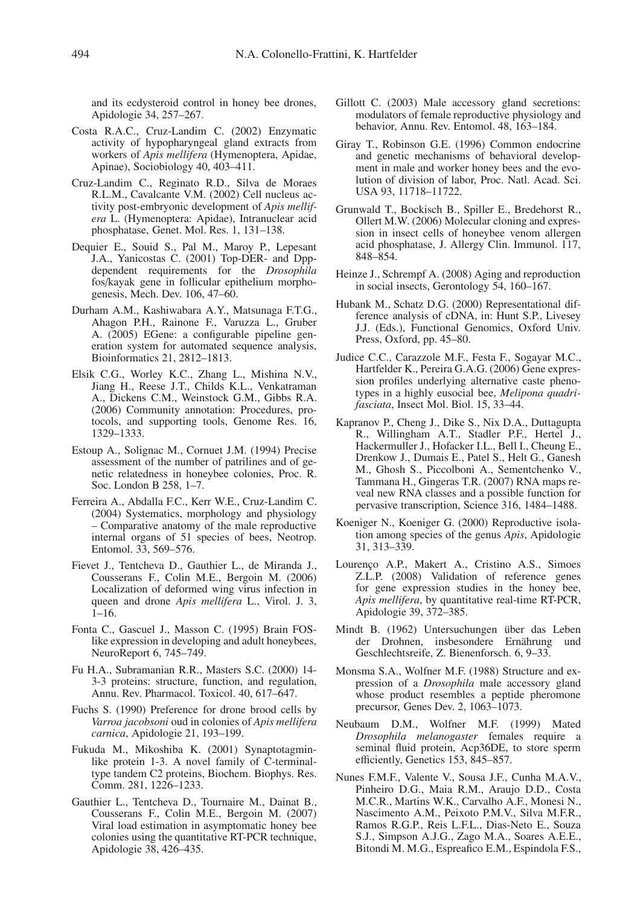and its ecdysteroid control in honey bee drones, Apidologie 34, 257–267.

Costa R.A.C., Cruz-Landim C. (2002) Enzymatic activity of hypopharyngeal gland extracts from workers of *Apis mellifera* (Hymenoptera, Apidae, Apinae), Sociobiology 40, 403–411.

Cruz-Landim C., Reginato R.D., Silva de Moraes R.L.M., Cavalcante V.M. (2002) Cell nucleus activity post-embryonic development of *Apis mellifera* L. (Hymenoptera: Apidae), Intranuclear acid phosphatase, Genet. Mol. Res. 1, 131–138.

Dequier E., Souid S., Pal M., Maroy P., Lepesant J.A., Yanicostas C. (2001) Top-DER- and Dpp-dependent requirements for the *Drosophila* fos/kayak gene in follicular epithelium morphogenesis, Mech. Dev. 106, 47–60.

Durham A.M., Kashiwabara A.Y., Matsunaga F.T.G., Ahagon P.H., Rainone F., Varuzza L., Gruber A. (2005) EGene: a configurable pipeline generation system for automated sequence analysis, Bioinformatics 21, 2812–1813.

Elsik C.G., Worley K.C., Zhang L., Mishina N.V., Jiang H., Reese J.T., Childs K.L., Venkatraman A., Dickens C.M., Weinstock G.M., Gibbs R.A. (2006) Community annotation: Procedures, protocols, and supporting tools, Genome Res. 16, 1329–1333.

Estoup A., Solignac M., Cornuet J.M. (1994) Precise assessment of the number of patrilines and of genetic relatedness in honeybee colonies, Proc. R. Soc. London B 258, 1–7.

Ferreira A., Abdalla F.C., Kerr W.E., Cruz-Landim C. (2004) Systematics, morphology and physiology – Comparative anatomy of the male reproductive internal organs of 51 species of bees, Neotrop. Entomol. 33, 569–576.

Fievet J., Tentcheva D., Gauthier L., de Miranda J., Cousserans F., Colin M.E., Bergoin M. (2006) Localization of deformed wing virus infection in queen and drone *Apis mellifera* L., Virol. J. 3, 1–16.

Fonta C., Gascuel J., Masson C. (1995) Brain FOS-like expression in developing and adult honeybees, NeuroReport 6, 745–749.

Fu H.A., Subramanian R.R., Masters S.C. (2000) 14-3-3 proteins: structure, function, and regulation, Annu. Rev. Pharmacol. Toxicol. 40, 617–647.

Fuchs S. (1990) Preference for drone brood cells by *Varroa jacobsoni* oud in colonies of *Apis mellifera carnica*, Apidologie 21, 193–199.

Fukuda M., Mikoshiba K. (2001) Synaptotagmin-like protein 1-3. A novel family of C-terminal-type tandem C2 proteins, Biochem. Biophys. Res. Comm. 281, 1226–1233.

Gauthier L., Tentcheva D., Tournaire M., Dainat B., Cousserans F., Colin M.E., Bergoin M. (2007) Viral load estimation in asymptomatic honey bee colonies using the quantitative RT-PCR technique, Apidologie 38, 426–435.

Gillott C. (2003) Male accessory gland secretions: modulators of female reproductive physiology and behavior, Annu. Rev. Entomol. 48, 163–184.

Giray T., Robinson G.E. (1996) Common endocrine and genetic mechanisms of behavioral development in male and worker honey bees and the evolution of division of labor, Proc. Natl. Acad. Sci. USA 93, 11718–11722.

Grunwald T., Bockisch B., Spiller E., Bredehorst R., Ollert M.W. (2006) Molecular cloning and expression in insect cells of honeybee venom allergen acid phosphatase, J. Allergy Clin. Immunol. 117, 848–854.

Heinze J., Schrempf A. (2008) Aging and reproduction in social insects, Gerontology 54, 160–167.

Hubank M., Schatz D.G. (2000) Representational difference analysis of cDNA, in: Hunt S.P., Livesey J.J. (Eds.), Functional Genomics, Oxford Univ. Press, Oxford, pp. 45–80.

Judice C.C., Carazzole M.F., Festa F., Sogayar M.C., Hartfelder K., Pereira G.A.G. (2006) Gene expression profiles underlying alternative caste phenotypes in a highly eusocial bee, *Melipona quadrifasciata*, Insect Mol. Biol. 15, 33–44.

Kapranov P., Cheng J., Dike S., Nix D.A., Duttagupta R., Willingham A.T., Stadler P.F., Hertel J., Hackermuller J., Hofacker I.L., Bell I., Cheung E., Drenkow J., Dumais E., Patel S., Helt G., Ganesh M., Ghosh S., Piccolboni A., Sementchenko V., Tammana H., Gingeras T.R. (2007) RNA maps reveal new RNA classes and a possible function for pervasive transcription, Science 316, 1484–1488.

Koeniger N., Koeniger G. (2000) Reproductive isolation among species of the genus *Apis*, Apidologie 31, 313–339.

Lourenço A.P., Makert A., Cristino A.S., Simoes Z.L.P. (2008) Validation of reference genes for gene expression studies in the honey bee, *Apis mellifera*, by quantitative real-time RT-PCR, Apidologie 39, 372–385.

Mindt B. (1962) Untersuchungen über das Leben der Drohnen, insbesondere Ernährung und Geschlechtsreife, Z. Bienenforsch. 6, 9–33.

Monsma S.A., Wolfner M.F. (1988) Structure and expression of a *Drosophila* male accessory gland whose product resembles a peptide pheromone precursor, Genes Dev. 2, 1063–1073.

Neubaum D.M., Wolfner M.F. (1999) Mated *Drosophila melanogaster* females require a seminal fluid protein, Acp36DE, to store sperm efficiently, Genetics 153, 845–857.

Nunes F.M.F., Valente V., Sousa J.F., Cunha M.A.V., Pinheiro D.G., Maia R.M., Araujo D.D., Costa M.C.R., Martins W.K., Carvalho A.F., Monesi N., Nascimento A.M., Peixoto P.M.V., Silva M.F.R., Ramos R.G.P., Reis L.F.L., Dias-Neto E., Souza S.J., Simpson A.J.G., Zago M.A., Soares A.E.E., Bitondi M. M.G., Espreafico E.M., Espindola F.S.,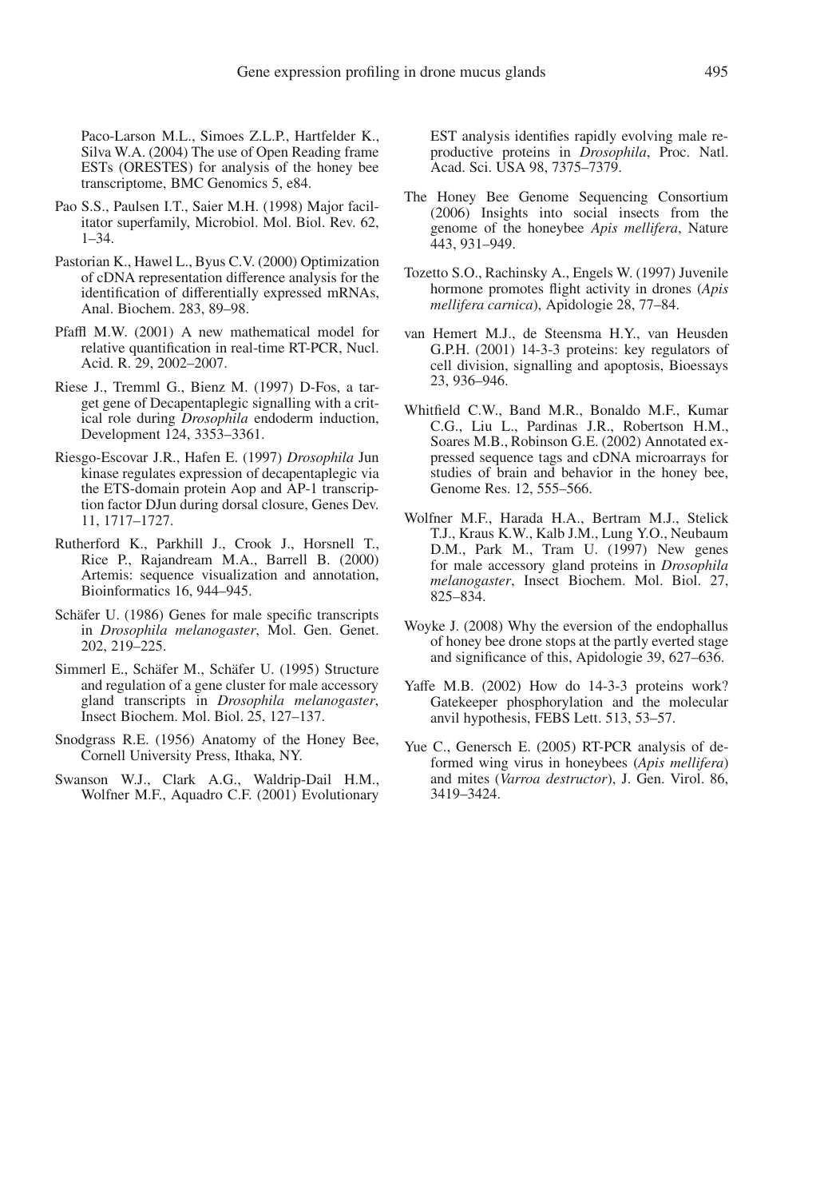Paco-Larson M.L., Simoes Z.L.P., Hartfelder K., Silva W.A. (2004) The use of Open Reading frame ESTs (ORESTES) for analysis of the honey bee transcriptome, BMC Genomics 5, e84.

Pao S.S., Paulsen I.T., Saier M.H. (1998) Major facilitator superfamily, Microbiol. Mol. Biol. Rev. 62, 1–34.

Pastorian K., Hawel L., Byus C.V. (2000) Optimization of cDNA representation difference analysis for the identification of differentially expressed mRNAs, Anal. Biochem. 283, 89–98.

Pfaffl M.W. (2001) A new mathematical model for relative quantification in real-time RT-PCR, Nucl. Acid. R. 29, 2002–2007.

Riese J., Tremml G., Bienz M. (1997) D-Fos, a target gene of Decapentaplegic signalling with a critical role during *Drosophila* endoderm induction, Development 124, 3353–3361.

Riesgo-Escovar J.R., Hafen E. (1997) *Drosophila* Jun kinase regulates expression of decapentaplegic via the ETS-domain protein Aop and AP-1 transcription factor DJun during dorsal closure, Genes Dev. 11, 1717–1727.

Rutherford K., Parkhill J., Crook J., Horsnell T., Rice P., Rajandream M.A., Barrell B. (2000) Artemis: sequence visualization and annotation, Bioinformatics 16, 944–945.

Schäfer U. (1986) Genes for male specific transcripts in *Drosophila melanogaster*, Mol. Gen. Genet. 202, 219–225.

Simmerl E., Schäfer M., Schäfer U. (1995) Structure and regulation of a gene cluster for male accessory gland transcripts in *Drosophila melanogaster*, Insect Biochem. Mol. Biol. 25, 127–137.

Snodgrass R.E. (1956) Anatomy of the Honey Bee, Cornell University Press, Ithaka, NY.

Swanson W.J., Clark A.G., Waldrip-Dail H.M., Wolfner M.F., Aquadro C.F. (2001) Evolutionary EST analysis identifies rapidly evolving male reproductive proteins in *Drosophila*, Proc. Natl. Acad. Sci. USA 98, 7375–7379.

The Honey Bee Genome Sequencing Consortium (2006) Insights into social insects from the genome of the honeybee *Apis mellifera*, Nature 443, 931–949.

Tozetto S.O., Rachinsky A., Engels W. (1997) Juvenile hormone promotes flight activity in drones (*Apis mellifera carnica*), Apidologie 28, 77–84.

van Hemert M.J., de Steensma H.Y., van Heusden G.P.H. (2001) 14-3-3 proteins: key regulators of cell division, signalling and apoptosis, Bioessays 23, 936–946.

Whitfield C.W., Band M.R., Bonaldo M.F., Kumar C.G., Liu L., Pardinas J.R., Robertson H.M., Soares M.B., Robinson G.E. (2002) Annotated expressed sequence tags and cDNA microarrays for studies of brain and behavior in the honey bee, Genome Res. 12, 555–566.

Wolfner M.F., Harada H.A., Bertram M.J., Stelick T.J., Kraus K.W., Kalb J.M., Lung Y.O., Neubaum D.M., Park M., Tram U. (1997) New genes for male accessory gland proteins in *Drosophila melanogaster*, Insect Biochem. Mol. Biol. 27, 825–834.

Woyke J. (2008) Why the eversion of the endophallus of honey bee drone stops at the partly everted stage and significance of this, Apidologie 39, 627–636.

Yaffe M.B. (2002) How do 14-3-3 proteins work? Gatekeeper phosphorylation and the molecular anvil hypothesis, FEBS Lett. 513, 53–57.

Yue C., Genersch E. (2005) RT-PCR analysis of deformed wing virus in honeybees (*Apis mellifera*) and mites (*Varroa destructor*), J. Gen. Virol. 86, 3419–3424.